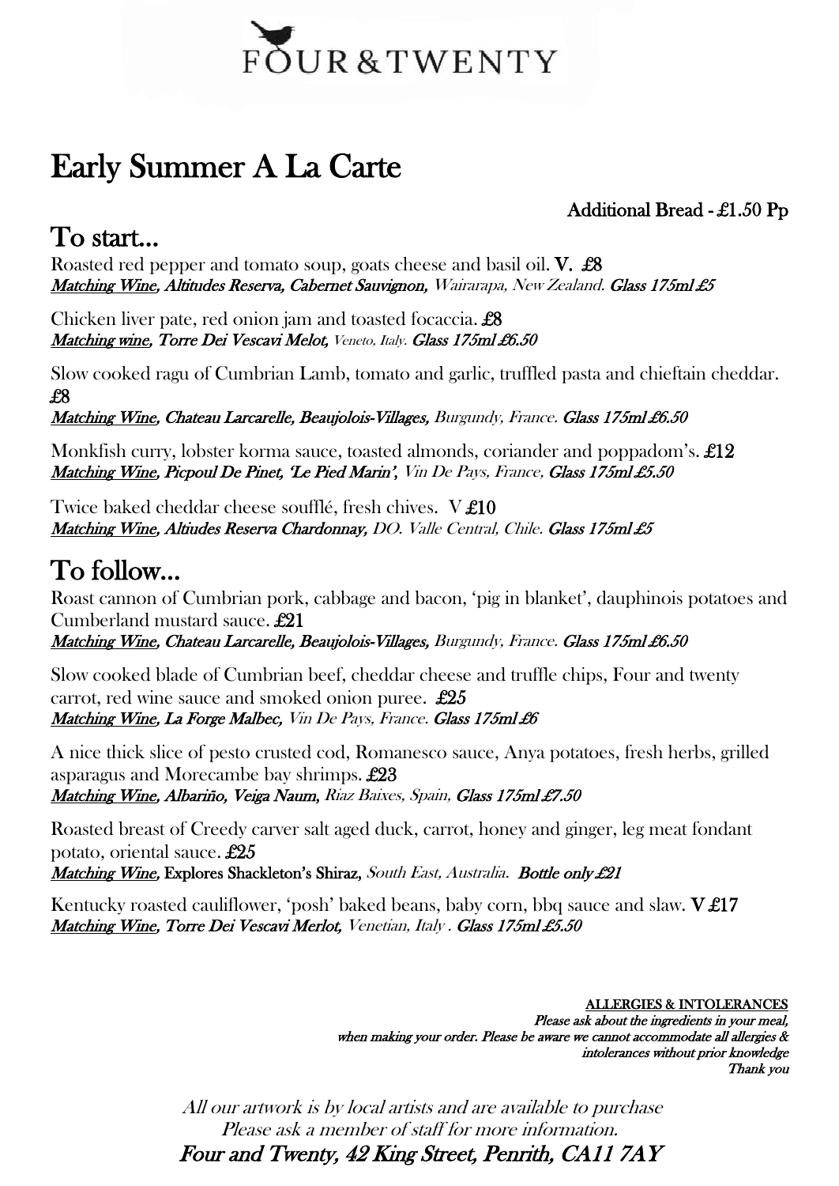# FOUR&TWENTY

## Early Summer A La Carte

**Additional Bread - £1.50 Pp**

## To start...

Roasted red pepper and tomato soup, goats cheese and basil oil. **V. £8**
***Matching Wine**, **Altitudes Reserva, Cabernet Sauvignon,** Wairarapa, New Zealand. **Glass 175ml £5***

Chicken liver pate, red onion jam and toasted focaccia. **£8**
***Matching wine, Torre Dei Vescavi Melot,** Veneto, Italy. **Glass 175ml £6.50***

Slow cooked ragu of Cumbrian Lamb, tomato and garlic, truffled pasta and chieftain cheddar. **£8**
***Matching Wine, Chateau Larcarelle, Beaujolois-Villages,** Burgundy, France. **Glass 175ml £6.50***

Monkfish curry, lobster korma sauce, toasted almonds, coriander and poppadom's. **£12**
***Matching Wine, Picpoul De Pinet, 'Le Pied Marin',** Vin De Pays, France, **Glass 175ml £5.50***

Twice baked cheddar cheese soufflé, fresh chives. **V £10**
***Matching Wine, Altiudes Reserva Chardonnay,** DO. Valle Central, Chile. **Glass 175ml £5***

## To follow...

Roast cannon of Cumbrian pork, cabbage and bacon, 'pig in blanket', dauphinois potatoes and Cumberland mustard sauce. **£21**
***Matching Wine, Chateau Larcarelle, Beaujolois-Villages,** Burgundy, France. **Glass 175ml £6.50***

Slow cooked blade of Cumbrian beef, cheddar cheese and truffle chips, Four and twenty carrot, red wine sauce and smoked onion puree. **£25**
***Matching Wine, La Forge Malbec,** Vin De Pays, France. **Glass 175ml £6***

A nice thick slice of pesto crusted cod, Romanesco sauce, Anya potatoes, fresh herbs, grilled asparagus and Morecambe bay shrimps. **£23**
***Matching Wine, Albariño, Veiga Naum,** Riaz Baixes, Spain, **Glass 175ml £7.50***

Roasted breast of Creedy carver salt aged duck, carrot, honey and ginger, leg meat fondant potato, oriental sauce. **£25**
***Matching Wine,*** **Explores Shackleton's Shiraz,** *South East, Australia.* ***Bottle only £21***

Kentucky roasted cauliflower, 'posh' baked beans, baby corn, bbq sauce and slaw. **V £17**
***Matching Wine, Torre Dei Vescavi Merlot,** Venetian, Italy . **Glass 175ml £5.50***

**ALLERGIES & INTOLERANCES**
*Please ask about the ingredients in your meal, when making your order. Please be aware we cannot accommodate all allergies & intolerances without prior knowledge*
*Thank you*

*All our artwork is by local artists and are available to purchase*
*Please ask a member of staff for more information.*
*Four and Twenty, 42 King Street, Penrith, CA11 7AY*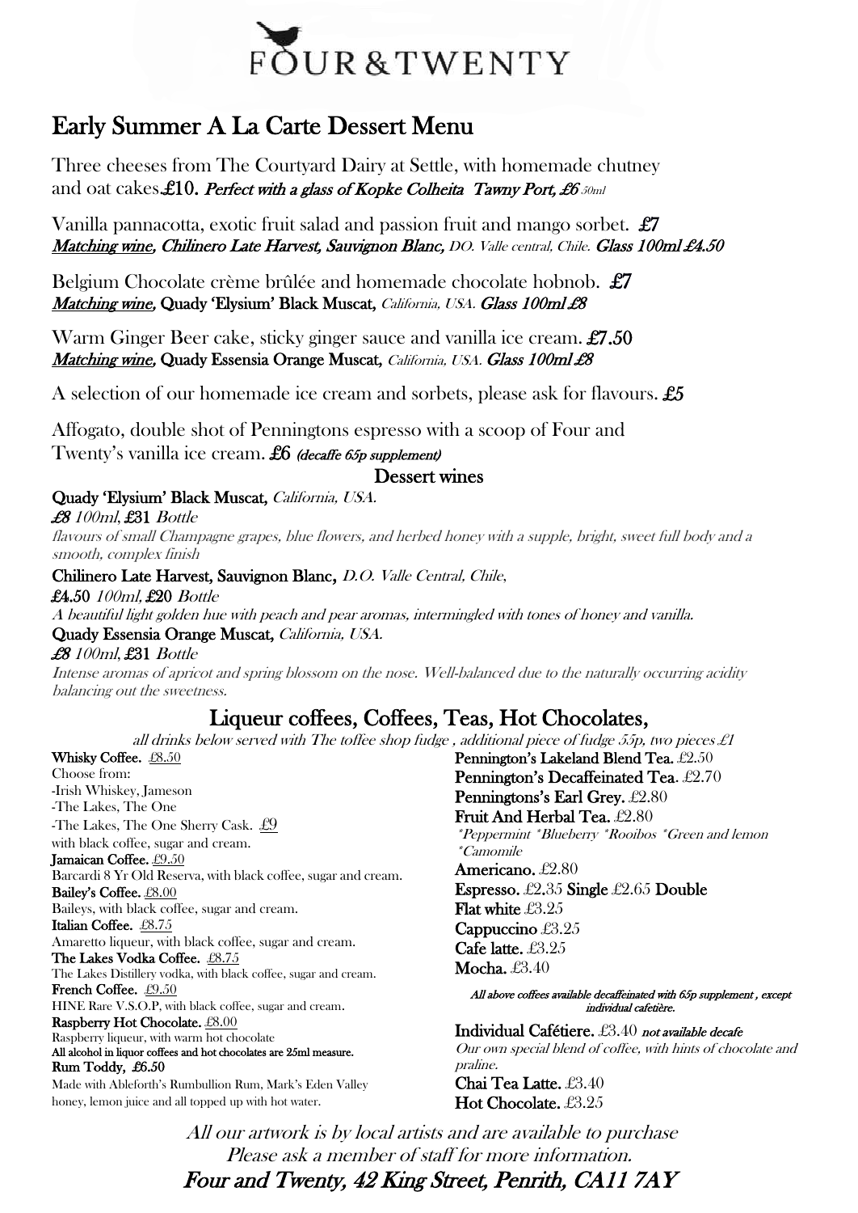# FOUR & TWENTY

## Early Summer A La Carte Dessert Menu

Three cheeses from The Courtyard Dairy at Settle, with homemade chutney and oat cakes. **£10.** ***Perfect with a glass of Kopke Colheita Tawny Port, £6*** *50ml*

Vanilla pannacotta, exotic fruit salad and passion fruit and mango sorbet. **£7**
***Matching wine, Chilinero Late Harvest, Sauvignon Blanc,*** *DO. Valle central, Chile.* ***Glass 100ml £4.50***

Belgium Chocolate crème brûlée and homemade chocolate hobnob. **£7**
***Matching wine,*** **Quady 'Elysium' Black Muscat,** *California, USA.* ***Glass 100ml £8***

Warm Ginger Beer cake, sticky ginger sauce and vanilla ice cream. **£7.50**
***Matching wine,*** **Quady Essensia Orange Muscat,** *California, USA.* ***Glass 100ml £8***

A selection of our homemade ice cream and sorbets, please ask for flavours. **£5**

Affogato, double shot of Penningtons espresso with a scoop of Four and Twenty's vanilla ice cream. **£6** *(decaffe 65p supplement)*

### Dessert wines

**Quady 'Elysium' Black Muscat,** *California, USA.*
**£8** *100ml,* **£31** *Bottle*
*flavours of small Champagne grapes, blue flowers, and herbed honey with a supple, bright, sweet full body and a smooth, complex finish*

**Chilinero Late Harvest, Sauvignon Blanc,** *D.O. Valle Central, Chile,*
**£4.50** *100ml,* **£20** *Bottle*
*A beautiful light golden hue with peach and pear aromas, intermingled with tones of honey and vanilla.*

**Quady Essensia Orange Muscat,** *California, USA.*
**£8** *100ml,* **£31** *Bottle*
*Intense aromas of apricot and spring blossom on the nose. Well-balanced due to the naturally occurring acidity balancing out the sweetness.*

## Liqueur coffees, Coffees, Teas, Hot Chocolates,

*all drinks below served with The toffee shop fudge , additional piece of fudge 55p, two pieces £1*

**Whisky Coffee.** £8.50
Choose from:
-Irish Whiskey, Jameson
-The Lakes, The One
-The Lakes, The One Sherry Cask. £9
with black coffee, sugar and cream.

**Jamaican Coffee.** £9.50
Barcardi 8 Yr Old Reserva, with black coffee, sugar and cream.

**Bailey's Coffee.** £8.00
Baileys, with black coffee, sugar and cream.

**Italian Coffee.** £8.75
Amaretto liqueur, with black coffee, sugar and cream.

**The Lakes Vodka Coffee.** £8.75
The Lakes Distillery vodka, with black coffee, sugar and cream.

**French Coffee.** £9.50
HINE Rare V.S.O.P, with black coffee, sugar and cream.

**Raspberry Hot Chocolate.** £8.00
Raspberry liqueur, with warm hot chocolate

**All alcohol in liquor coffees and hot chocolates are 25ml measure.**

**Rum Toddy, £6.50**
Made with Ableforth's Rumbullion Rum, Mark's Eden Valley honey, lemon juice and all topped up with hot water.

**Pennington's Lakeland Blend Tea.** £2.50
**Pennington's Decaffeinated Tea**. £2.70
**Penningtons's Earl Grey.** £2.80
**Fruit And Herbal Tea.** £2.80
*\*Peppermint \*Blueberry \*Rooibos \*Green and lemon \*Camomile*
**Americano.** £2.80
**Espresso.** £2.35 **Single** £2.65 **Double**
**Flat white** £3.25
**Cappuccino** £3.25
**Cafe latte.** £3.25
**Mocha.** £3.40

***All above coffees available decaffeinated with 65p supplement , except individual cafetière.***

**Individual Cafétiere.** £3.40 *not available decafe*
*Our own special blend of coffee, with hints of chocolate and praline.*
**Chai Tea Latte.** £3.40
**Hot Chocolate.** £3.25

*All our artwork is by local artists and are available to purchase*
*Please ask a member of staff for more information.*
***Four and Twenty, 42 King Street, Penrith, CA11 7AY***